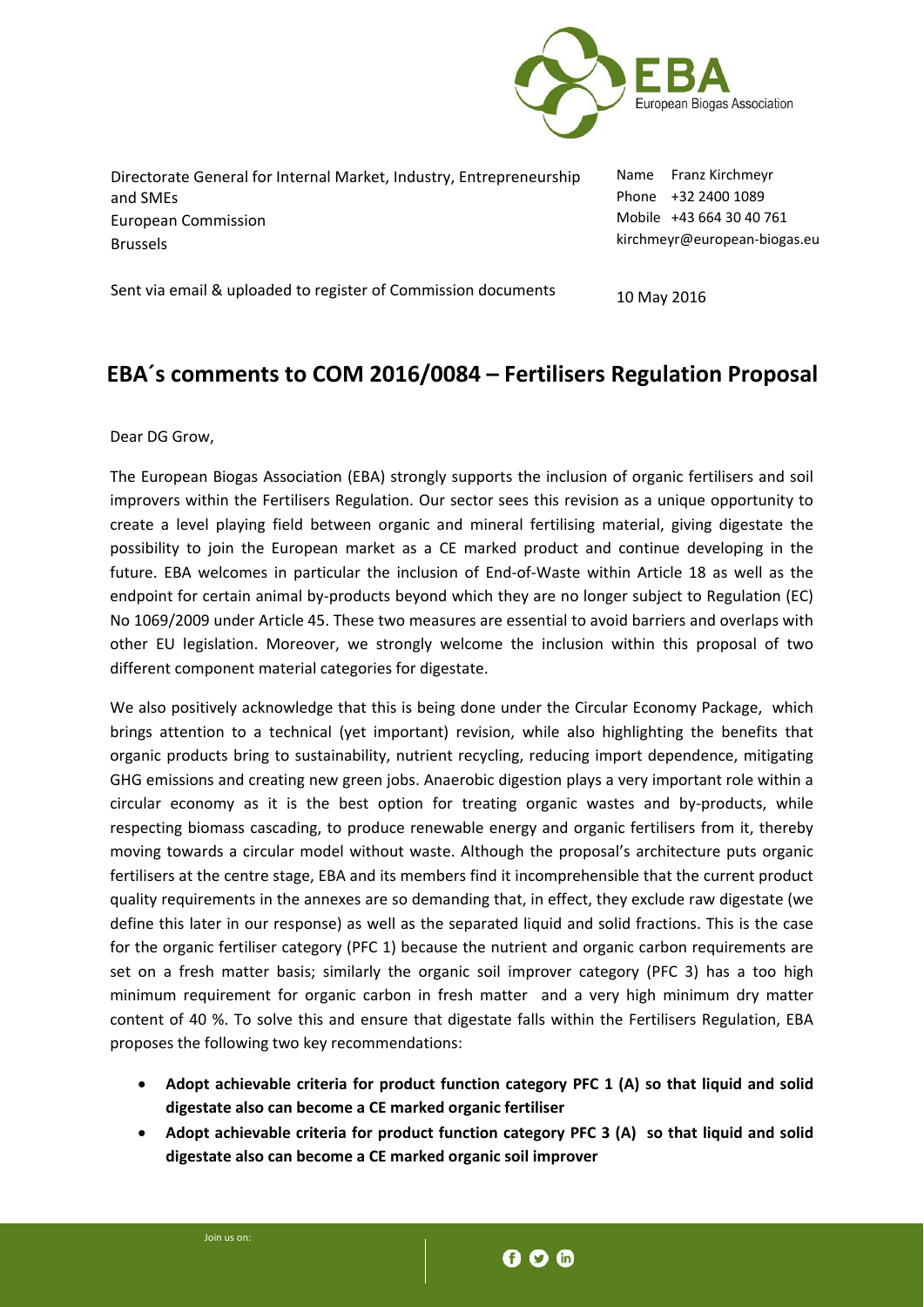Directorate General for Internal Market, Industry, Entrepreneurship and SMEs
European Commission
Brussels

Name Franz Kirchmeyr
Phone +32 2400 1089
Mobile +43 664 30 40 761
kirchmeyr@european-biogas.eu

Sent via email & uploaded to register of Commission documents

10 May 2016

# EBA´s comments to COM 2016/0084 – Fertilisers Regulation Proposal

Dear DG Grow,

The European Biogas Association (EBA) strongly supports the inclusion of organic fertilisers and soil improvers within the Fertilisers Regulation. Our sector sees this revision as a unique opportunity to create a level playing field between organic and mineral fertilising material, giving digestate the possibility to join the European market as a CE marked product and continue developing in the future. EBA welcomes in particular the inclusion of End-of-Waste within Article 18 as well as the endpoint for certain animal by-products beyond which they are no longer subject to Regulation (EC) No 1069/2009 under Article 45. These two measures are essential to avoid barriers and overlaps with other EU legislation. Moreover, we strongly welcome the inclusion within this proposal of two different component material categories for digestate.

We also positively acknowledge that this is being done under the Circular Economy Package, which brings attention to a technical (yet important) revision, while also highlighting the benefits that organic products bring to sustainability, nutrient recycling, reducing import dependence, mitigating GHG emissions and creating new green jobs. Anaerobic digestion plays a very important role within a circular economy as it is the best option for treating organic wastes and by-products, while respecting biomass cascading, to produce renewable energy and organic fertilisers from it, thereby moving towards a circular model without waste. Although the proposal's architecture puts organic fertilisers at the centre stage, EBA and its members find it incomprehensible that the current product quality requirements in the annexes are so demanding that, in effect, they exclude raw digestate (we define this later in our response) as well as the separated liquid and solid fractions. This is the case for the organic fertiliser category (PFC 1) because the nutrient and organic carbon requirements are set on a fresh matter basis; similarly the organic soil improver category (PFC 3) has a too high minimum requirement for organic carbon in fresh matter and a very high minimum dry matter content of 40 %. To solve this and ensure that digestate falls within the Fertilisers Regulation, EBA proposes the following two key recommendations:

- **Adopt achievable criteria for product function category PFC 1 (A) so that liquid and solid digestate also can become a CE marked organic fertiliser**
- **Adopt achievable criteria for product function category PFC 3 (A) so that liquid and solid digestate also can become a CE marked organic soil improver**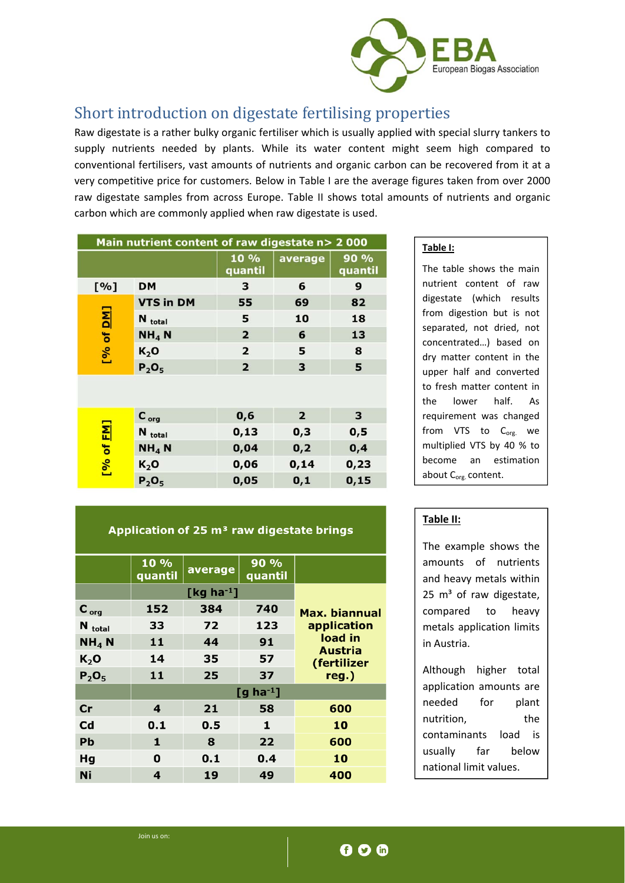# Short introduction on digestate fertilising properties

Raw digestate is a rather bulky organic fertiliser which is usually applied with special slurry tankers to supply nutrients needed by plants. While its water content might seem high compared to conventional fertilisers, vast amounts of nutrients and organic carbon can be recovered from it at a very competitive price for customers. Below in Table I are the average figures taken from over 2000 raw digestate samples from across Europe. Table II shows total amounts of nutrients and organic carbon which are commonly applied when raw digestate is used.

| Main nutrient content of raw digestate n> 2 000 | | | | |
|---|---|---|---|---|
| | | 10 % quantil | average | 90 % quantil |
| [%] | DM | 3 | 6 | 9 |
| [% of DM] | VTS in DM | 55 | 69 | 82 |
| | $N_{total}$ | 5 | 10 | 18 |
| | $NH_4$ N | 2 | 6 | 13 |
| | $K_2O$ | 2 | 5 | 8 |
| | $P_2O_5$ | 2 | 3 | 5 |
| [% of FM] | $C_{org}$ | 0,6 | 2 | 3 |
| | $N_{total}$ | 0,13 | 0,3 | 0,5 |
| | $NH_4$ N | 0,04 | 0,2 | 0,4 |
| | $K_2O$ | 0,06 | 0,14 | 0,23 |
| | $P_2O_5$ | 0,05 | 0,1 | 0,15 |

**Table I:**

The table shows the main nutrient content of raw digestate (which results from digestion but is not separated, not dried, not concentrated…) based on dry matter content in the upper half and converted to fresh matter content in the lower half. As requirement was changed from VTS to $C_{org.}$ we multiplied VTS by 40 % to become an estimation about $C_{org.}$ content.

| Application of 25 m³ raw digestate brings | | | | |
|---|---|---|---|---|
| | 10 % quantil | average | 90 % quantil | Max. biannual application load in Austria (fertilizer reg.) |
| | [kg ha⁻¹] | | | |
| $C_{org}$ | 152 | 384 | 740 | |
| $N_{total}$ | 33 | 72 | 123 | |
| $NH_4$ N | 11 | 44 | 91 | |
| $K_2O$ | 14 | 35 | 57 | |
| $P_2O_5$ | 11 | 25 | 37 | |
| | [g ha⁻¹] | | | |
| Cr | 4 | 21 | 58 | 600 |
| Cd | 0.1 | 0.5 | 1 | 10 |
| Pb | 1 | 8 | 22 | 600 |
| Hg | 0 | 0.1 | 0.4 | 10 |
| Ni | 4 | 19 | 49 | 400 |

**Table II:**

The example shows the amounts of nutrients and heavy metals within 25 m³ of raw digestate, compared to heavy metals application limits in Austria.

Although higher total application amounts are needed for plant nutrition, the contaminants load is usually far below national limit values.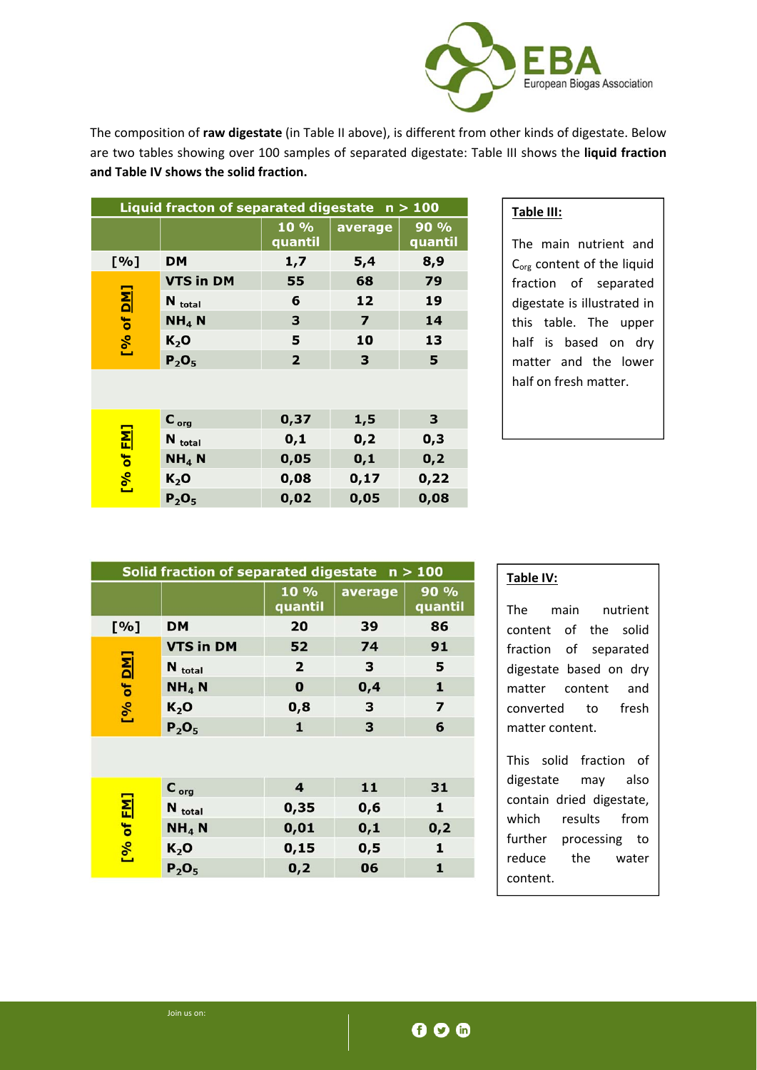The composition of **raw digestate** (in Table II above), is different from other kinds of digestate. Below are two tables showing over 100 samples of separated digestate: Table III shows the **liquid fraction and Table IV shows the solid fraction.**

| Liquid fracton of separated digestate n > 100 | | | | |
|---|---|---|---|---|
| | | 10 % quantil | average | 90 % quantil |
| [%] | DM | 1,7 | 5,4 | 8,9 |
| [% of DM] | VTS in DM | 55 | 68 | 79 |
| | $N_{total}$ | 6 | 12 | 19 |
| | $NH_4$ N | 3 | 7 | 14 |
| | $K_2O$ | 5 | 10 | 13 |
| | $P_2O_5$ | 2 | 3 | 5 |
| [% of FM] | $C_{org}$ | 0,37 | 1,5 | 3 |
| | $N_{total}$ | 0,1 | 0,2 | 0,3 |
| | $NH_4$ N | 0,05 | 0,1 | 0,2 |
| | $K_2O$ | 0,08 | 0,17 | 0,22 |
| | $P_2O_5$ | 0,02 | 0,05 | 0,08 |

**Table III:**

The main nutrient and $C_{org}$ content of the liquid fraction of separated digestate is illustrated in this table. The upper half is based on dry matter and the lower half on fresh matter.

| Solid fraction of separated digestate n > 100 | | | | |
|---|---|---|---|---|
| | | 10 % quantil | average | 90 % quantil |
| [%] | DM | 20 | 39 | 86 |
| [% of DM] | VTS in DM | 52 | 74 | 91 |
| | $N_{total}$ | 2 | 3 | 5 |
| | $NH_4$ N | 0 | 0,4 | 1 |
| | $K_2O$ | 0,8 | 3 | 7 |
| | $P_2O_5$ | 1 | 3 | 6 |
| [% of FM] | $C_{org}$ | 4 | 11 | 31 |
| | $N_{total}$ | 0,35 | 0,6 | 1 |
| | $NH_4$ N | 0,01 | 0,1 | 0,2 |
| | $K_2O$ | 0,15 | 0,5 | 1 |
| | $P_2O_5$ | 0,2 | 06 | 1 |

**Table IV:**

The main nutrient content of the solid fraction of separated digestate based on dry matter content and converted to fresh matter content.

This solid fraction of digestate may also contain dried digestate, which results from further processing to reduce the water content.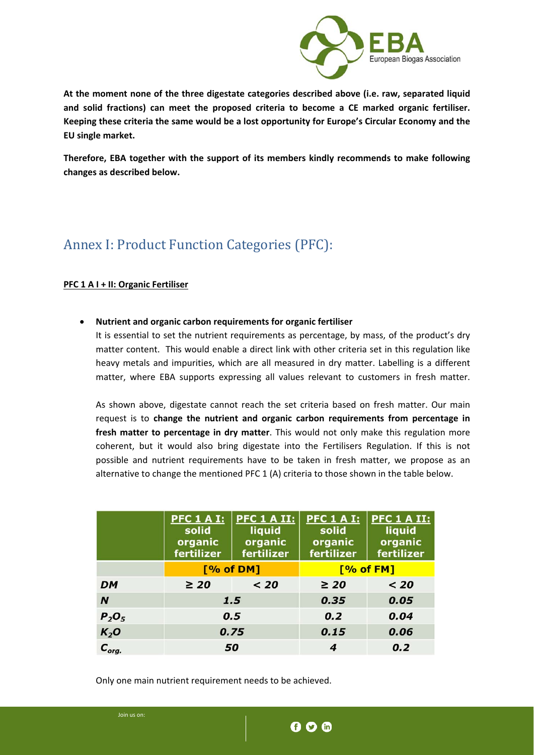**At the moment none of the three digestate categories described above (i.e. raw, separated liquid and solid fractions) can meet the proposed criteria to become a CE marked organic fertiliser. Keeping these criteria the same would be a lost opportunity for Europe's Circular Economy and the EU single market.**

**Therefore, EBA together with the support of its members kindly recommends to make following changes as described below.**

## Annex I: Product Function Categories (PFC):

**PFC 1 A I + II: Organic Fertiliser**

- **Nutrient and organic carbon requirements for organic fertiliser**

  It is essential to set the nutrient requirements as percentage, by mass, of the product's dry matter content. This would enable a direct link with other criteria set in this regulation like heavy metals and impurities, which are all measured in dry matter. Labelling is a different matter, where EBA supports expressing all values relevant to customers in fresh matter.

  As shown above, digestate cannot reach the set criteria based on fresh matter. Our main request is to **change the nutrient and organic carbon requirements from percentage in fresh matter to percentage in dry matter**. This would not only make this regulation more coherent, but it would also bring digestate into the Fertilisers Regulation. If this is not possible and nutrient requirements have to be taken in fresh matter, we propose as an alternative to change the mentioned PFC 1 (A) criteria to those shown in the table below.

| | PFC 1 A I: solid organic fertilizer | PFC 1 A II: liquid organic fertilizer | PFC 1 A I: solid organic fertilizer | PFC 1 A II: liquid organic fertilizer |
|---|---|---|---|---|
| | [% of DM] | | [% of FM] | |
| ***DM*** | ***≥ 20*** | ***< 20*** | ***≥ 20*** | ***< 20*** |
| ***N*** | ***1.5*** | | ***0.35*** | ***0.05*** |
| ***$P_2O_5$*** | ***0.5*** | | ***0.2*** | ***0.04*** |
| ***$K_2O$*** | ***0.75*** | | ***0.15*** | ***0.06*** |
| ***$C_{org.}$*** | ***50*** | | ***4*** | ***0.2*** |

Only one main nutrient requirement needs to be achieved.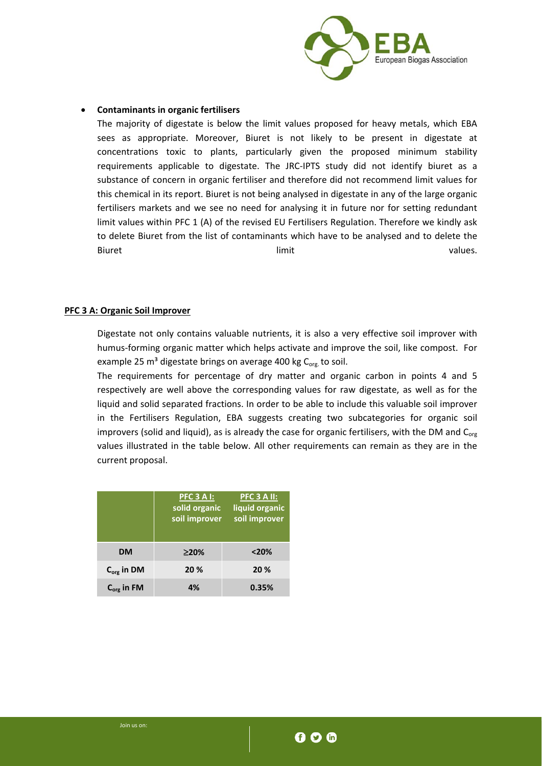- **Contaminants in organic fertilisers**

  The majority of digestate is below the limit values proposed for heavy metals, which EBA sees as appropriate. Moreover, Biuret is not likely to be present in digestate at concentrations toxic to plants, particularly given the proposed minimum stability requirements applicable to digestate. The JRC-IPTS study did not identify biuret as a substance of concern in organic fertiliser and therefore did not recommend limit values for this chemical in its report. Biuret is not being analysed in digestate in any of the large organic fertilisers markets and we see no need for analysing it in future nor for setting redundant limit values within PFC 1 (A) of the revised EU Fertilisers Regulation. Therefore we kindly ask to delete Biuret from the list of contaminants which have to be analysed and to delete the Biuret limit values.

**PFC 3 A: Organic Soil Improver**

Digestate not only contains valuable nutrients, it is also a very effective soil improver with humus-forming organic matter which helps activate and improve the soil, like compost. For example 25 m³ digestate brings on average 400 kg $C_{org.}$ to soil.

The requirements for percentage of dry matter and organic carbon in points 4 and 5 respectively are well above the corresponding values for raw digestate, as well as for the liquid and solid separated fractions. In order to be able to include this valuable soil improver in the Fertilisers Regulation, EBA suggests creating two subcategories for organic soil improvers (solid and liquid), as is already the case for organic fertilisers, with the DM and $C_{org}$ values illustrated in the table below. All other requirements can remain as they are in the current proposal.

| | PFC 3 A I: solid organic soil improver | PFC 3 A II: liquid organic soil improver |
|---|---|---|
| DM | ≥20% | <20% |
| $C_{org}$ in DM | 20 % | 20 % |
| $C_{org}$ in FM | 4% | 0.35% |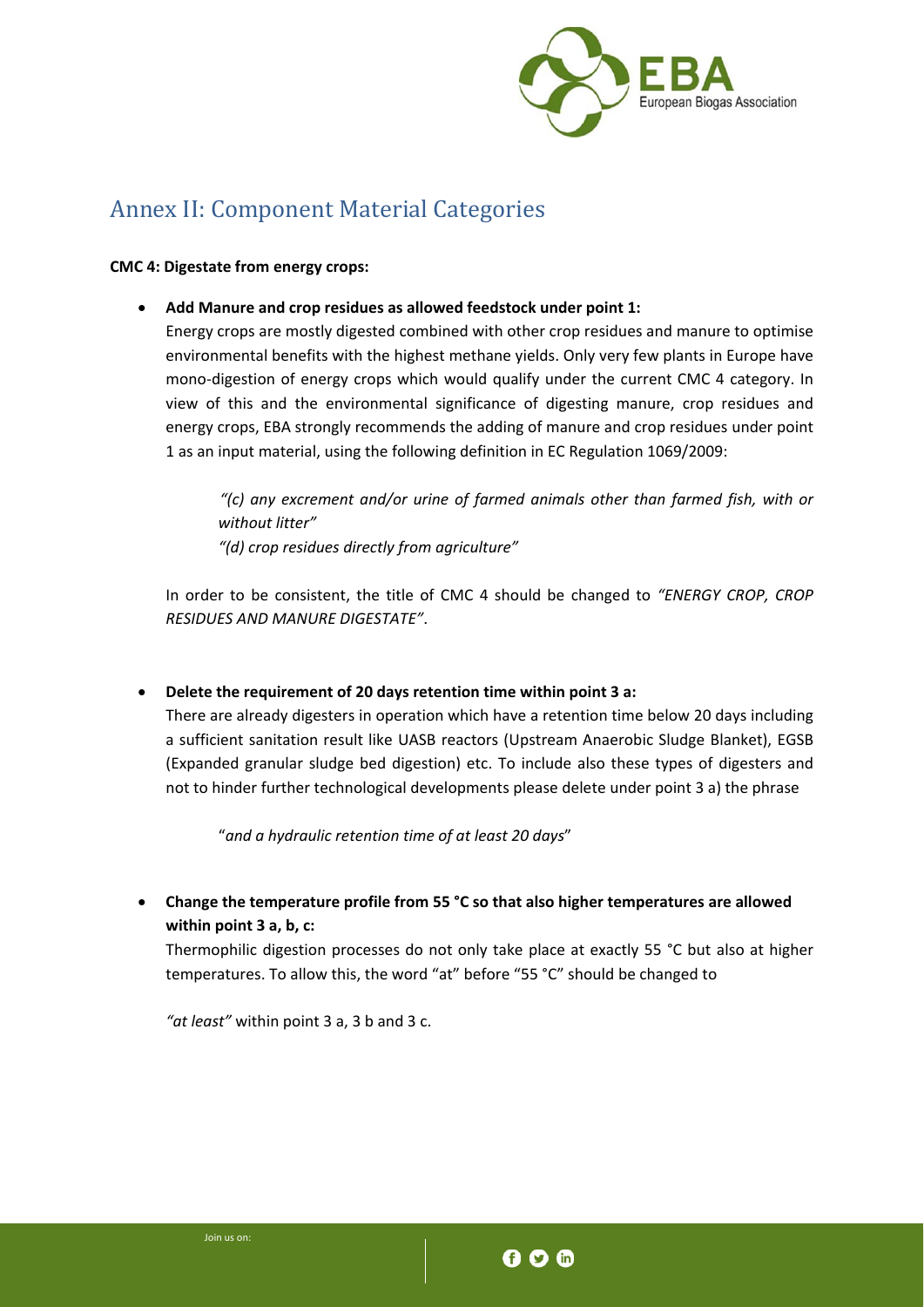## Annex II: Component Material Categories

**CMC 4: Digestate from energy crops:**

- **Add Manure and crop residues as allowed feedstock under point 1:**
  Energy crops are mostly digested combined with other crop residues and manure to optimise environmental benefits with the highest methane yields. Only very few plants in Europe have mono-digestion of energy crops which would qualify under the current CMC 4 category. In view of this and the environmental significance of digesting manure, crop residues and energy crops, EBA strongly recommends the adding of manure and crop residues under point 1 as an input material, using the following definition in EC Regulation 1069/2009:

  > *"(c) any excrement and/or urine of farmed animals other than farmed fish, with or without litter"*
  > *"(d) crop residues directly from agriculture"*

  In order to be consistent, the title of CMC 4 should be changed to *"ENERGY CROP, CROP RESIDUES AND MANURE DIGESTATE"*.

- **Delete the requirement of 20 days retention time within point 3 a:**
  There are already digesters in operation which have a retention time below 20 days including a sufficient sanitation result like UASB reactors (Upstream Anaerobic Sludge Blanket), EGSB (Expanded granular sludge bed digestion) etc. To include also these types of digesters and not to hinder further technological developments please delete under point 3 a) the phrase

  > "*and a hydraulic retention time of at least 20 days*"

- **Change the temperature profile from 55 °C so that also higher temperatures are allowed within point 3 a, b, c:**
  Thermophilic digestion processes do not only take place at exactly 55 °C but also at higher temperatures. To allow this, the word "at" before "55 °C" should be changed to

  *"at least"* within point 3 a, 3 b and 3 c.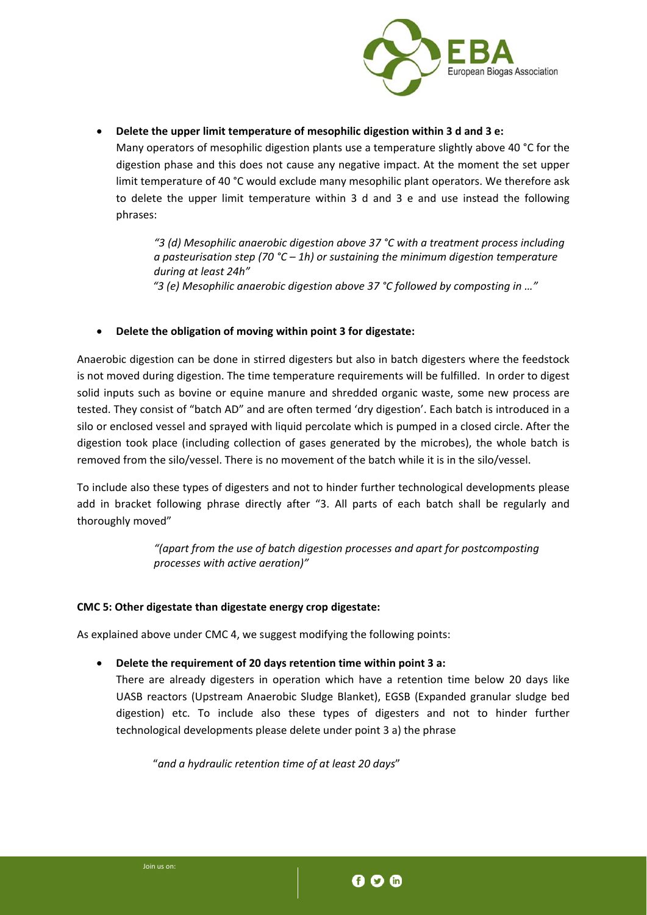- **Delete the upper limit temperature of mesophilic digestion within 3 d and 3 e:**
  Many operators of mesophilic digestion plants use a temperature slightly above 40 °C for the digestion phase and this does not cause any negative impact. At the moment the set upper limit temperature of 40 °C would exclude many mesophilic plant operators. We therefore ask to delete the upper limit temperature within 3 d and 3 e and use instead the following phrases:

  > *"3 (d) Mesophilic anaerobic digestion above 37 °C with a treatment process including a pasteurisation step (70 °C – 1h) or sustaining the minimum digestion temperature during at least 24h"*
  > *"3 (e) Mesophilic anaerobic digestion above 37 °C followed by composting in …"*

- **Delete the obligation of moving within point 3 for digestate:**

Anaerobic digestion can be done in stirred digesters but also in batch digesters where the feedstock is not moved during digestion. The time temperature requirements will be fulfilled. In order to digest solid inputs such as bovine or equine manure and shredded organic waste, some new process are tested. They consist of "batch AD" and are often termed 'dry digestion'. Each batch is introduced in a silo or enclosed vessel and sprayed with liquid percolate which is pumped in a closed circle. After the digestion took place (including collection of gases generated by the microbes), the whole batch is removed from the silo/vessel. There is no movement of the batch while it is in the silo/vessel.

To include also these types of digesters and not to hinder further technological developments please add in bracket following phrase directly after "3. All parts of each batch shall be regularly and thoroughly moved"

> *"(apart from the use of batch digestion processes and apart for postcomposting processes with active aeration)"*

**CMC 5: Other digestate than digestate energy crop digestate:**

As explained above under CMC 4, we suggest modifying the following points:

- **Delete the requirement of 20 days retention time within point 3 a:**
  There are already digesters in operation which have a retention time below 20 days like UASB reactors (Upstream Anaerobic Sludge Blanket), EGSB (Expanded granular sludge bed digestion) etc. To include also these types of digesters and not to hinder further technological developments please delete under point 3 a) the phrase

  "*and a hydraulic retention time of at least 20 days*"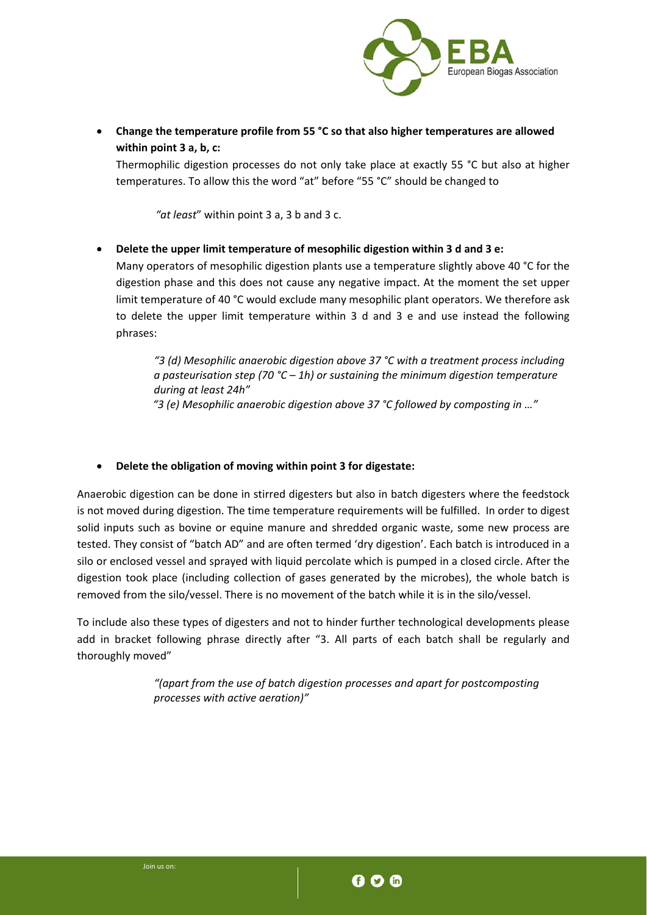- **Change the temperature profile from 55 °C so that also higher temperatures are allowed within point 3 a, b, c:**

  Thermophilic digestion processes do not only take place at exactly 55 °C but also at higher temperatures. To allow this the word "at" before "55 °C" should be changed to

  > *"at least*" within point 3 a, 3 b and 3 c.

- **Delete the upper limit temperature of mesophilic digestion within 3 d and 3 e:**

  Many operators of mesophilic digestion plants use a temperature slightly above 40 °C for the digestion phase and this does not cause any negative impact. At the moment the set upper limit temperature of 40 °C would exclude many mesophilic plant operators. We therefore ask to delete the upper limit temperature within 3 d and 3 e and use instead the following phrases:

  > *"3 (d) Mesophilic anaerobic digestion above 37 °C with a treatment process including a pasteurisation step (70 °C – 1h) or sustaining the minimum digestion temperature during at least 24h"*
  >
  > *"3 (e) Mesophilic anaerobic digestion above 37 °C followed by composting in …"*

- **Delete the obligation of moving within point 3 for digestate:**

Anaerobic digestion can be done in stirred digesters but also in batch digesters where the feedstock is not moved during digestion. The time temperature requirements will be fulfilled. In order to digest solid inputs such as bovine or equine manure and shredded organic waste, some new process are tested. They consist of "batch AD" and are often termed 'dry digestion'. Each batch is introduced in a silo or enclosed vessel and sprayed with liquid percolate which is pumped in a closed circle. After the digestion took place (including collection of gases generated by the microbes), the whole batch is removed from the silo/vessel. There is no movement of the batch while it is in the silo/vessel.

To include also these types of digesters and not to hinder further technological developments please add in bracket following phrase directly after "3. All parts of each batch shall be regularly and thoroughly moved"

> *"(apart from the use of batch digestion processes and apart for postcomposting processes with active aeration)"*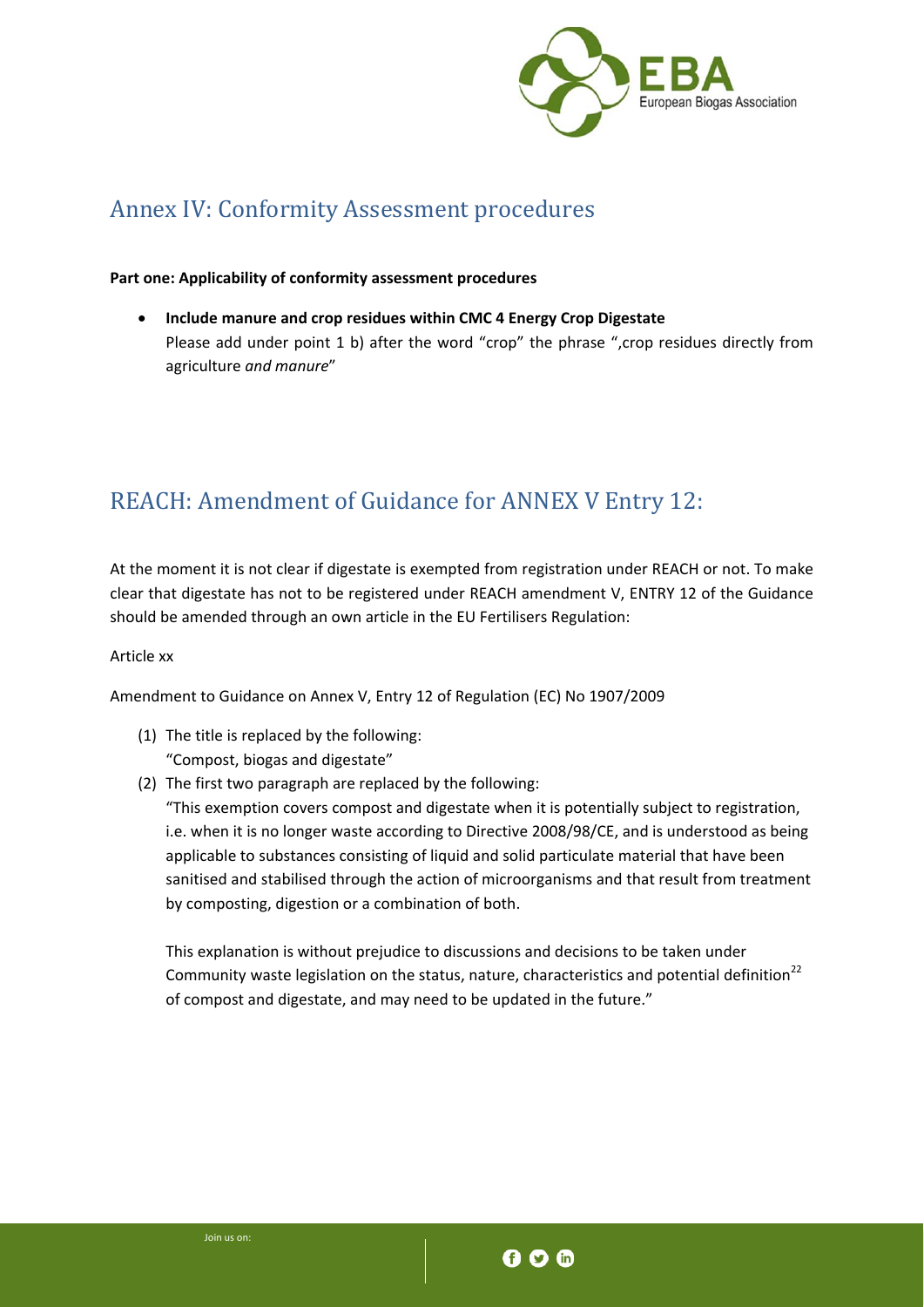## Annex IV: Conformity Assessment procedures

**Part one: Applicability of conformity assessment procedures**

- **Include manure and crop residues within CMC 4 Energy Crop Digestate**
  Please add under point 1 b) after the word "crop" the phrase ",crop residues directly from agriculture *and manure*"

## REACH: Amendment of Guidance for ANNEX V Entry 12:

At the moment it is not clear if digestate is exempted from registration under REACH or not. To make clear that digestate has not to be registered under REACH amendment V, ENTRY 12 of the Guidance should be amended through an own article in the EU Fertilisers Regulation:

Article xx

Amendment to Guidance on Annex V, Entry 12 of Regulation (EC) No 1907/2009

(1) The title is replaced by the following:
"Compost, biogas and digestate"

(2) The first two paragraph are replaced by the following:
"This exemption covers compost and digestate when it is potentially subject to registration, i.e. when it is no longer waste according to Directive 2008/98/CE, and is understood as being applicable to substances consisting of liquid and solid particulate material that have been sanitised and stabilised through the action of microorganisms and that result from treatment by composting, digestion or a combination of both.

This explanation is without prejudice to discussions and decisions to be taken under Community waste legislation on the status, nature, characteristics and potential definition[22] of compost and digestate, and may need to be updated in the future."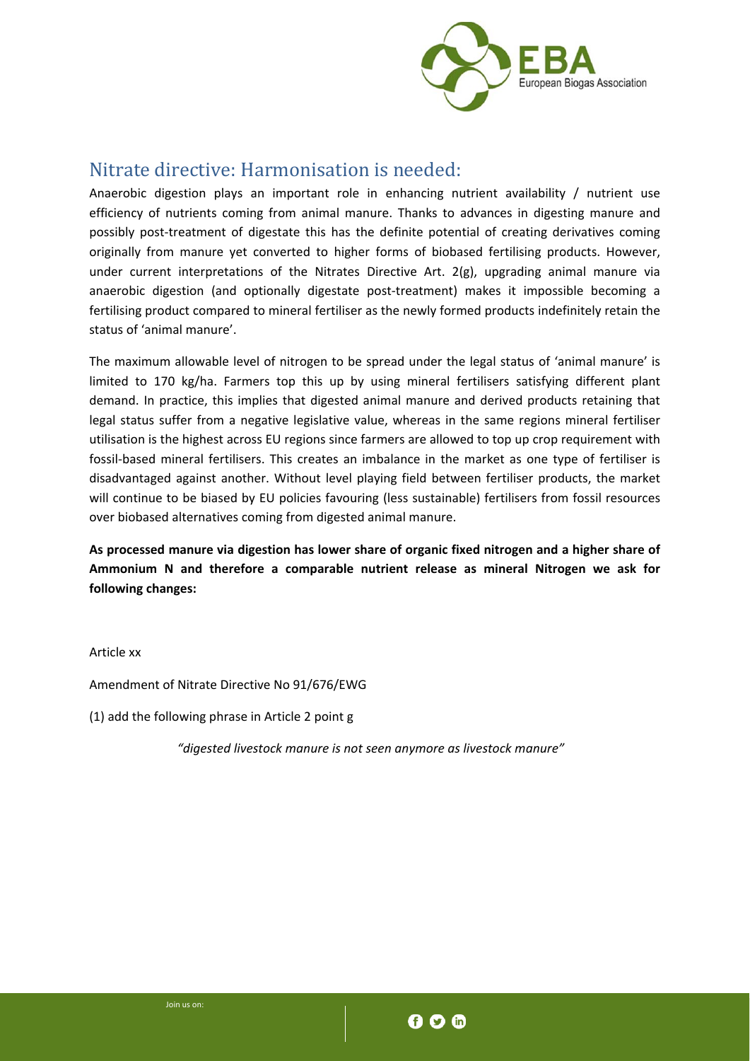## Nitrate directive: Harmonisation is needed:

Anaerobic digestion plays an important role in enhancing nutrient availability / nutrient use efficiency of nutrients coming from animal manure. Thanks to advances in digesting manure and possibly post-treatment of digestate this has the definite potential of creating derivatives coming originally from manure yet converted to higher forms of biobased fertilising products. However, under current interpretations of the Nitrates Directive Art. 2(g), upgrading animal manure via anaerobic digestion (and optionally digestate post-treatment) makes it impossible becoming a fertilising product compared to mineral fertiliser as the newly formed products indefinitely retain the status of 'animal manure'.

The maximum allowable level of nitrogen to be spread under the legal status of 'animal manure' is limited to 170 kg/ha. Farmers top this up by using mineral fertilisers satisfying different plant demand. In practice, this implies that digested animal manure and derived products retaining that legal status suffer from a negative legislative value, whereas in the same regions mineral fertiliser utilisation is the highest across EU regions since farmers are allowed to top up crop requirement with fossil-based mineral fertilisers. This creates an imbalance in the market as one type of fertiliser is disadvantaged against another. Without level playing field between fertiliser products, the market will continue to be biased by EU policies favouring (less sustainable) fertilisers from fossil resources over biobased alternatives coming from digested animal manure.

**As processed manure via digestion has lower share of organic fixed nitrogen and a higher share of Ammonium N and therefore a comparable nutrient release as mineral Nitrogen we ask for following changes:**

Article xx

Amendment of Nitrate Directive No 91/676/EWG

(1) add the following phrase in Article 2 point g

*"digested livestock manure is not seen anymore as livestock manure"*